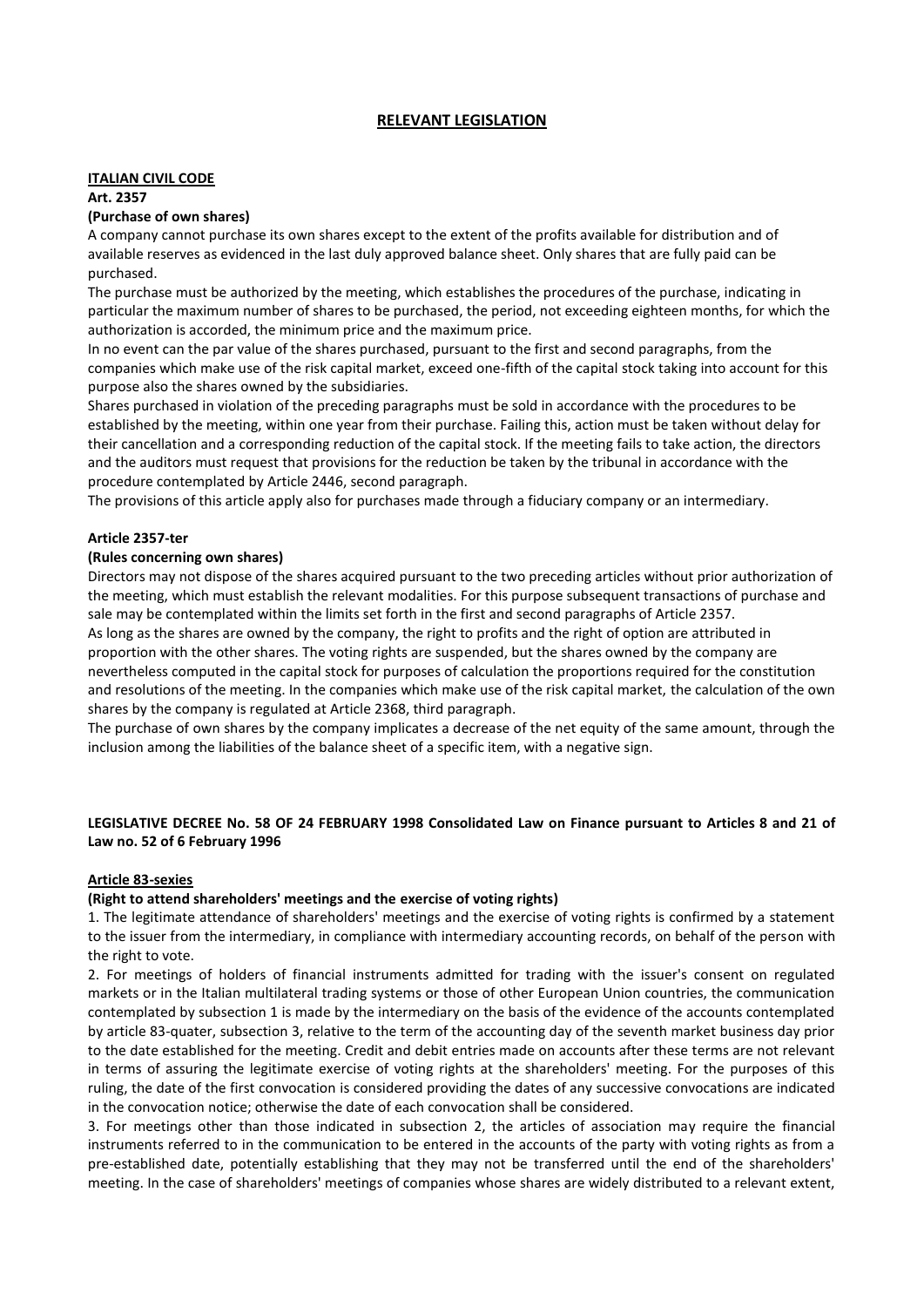# RELEVANT LEGISLATION

## ITALIAN CIVIL CODE

### Art. 2357

**(Purchase of own shares)**

A company cannot purchase its own shares except to the extent of the profits available for distribution and of available reserves as evidenced in the last duly approved balance sheet. Only shares that are fully paid can be purchased.

The purchase must be authorized by the meeting, which establishes the procedures of the purchase, indicating in particular the maximum number of shares to be purchased, the period, not exceeding eighteen months, for which the authorization is accorded, the minimum price and the maximum price.

In no event can the par value of the shares purchased, pursuant to the first and second paragraphs, from the companies which make use of the risk capital market, exceed one-fifth of the capital stock taking into account for this purpose also the shares owned by the subsidiaries.

Shares purchased in violation of the preceding paragraphs must be sold in accordance with the procedures to be established by the meeting, within one year from their purchase. Failing this, action must be taken without delay for their cancellation and a corresponding reduction of the capital stock. If the meeting fails to take action, the directors and the auditors must request that provisions for the reduction be taken by the tribunal in accordance with the procedure contemplated by Article 2446, second paragraph.

The provisions of this article apply also for purchases made through a fiduciary company or an intermediary.

### Article 2357-ter

**(Rules concerning own shares)**

Directors may not dispose of the shares acquired pursuant to the two preceding articles without prior authorization of the meeting, which must establish the relevant modalities. For this purpose subsequent transactions of purchase and sale may be contemplated within the limits set forth in the first and second paragraphs of Article 2357.

As long as the shares are owned by the company, the right to profits and the right of option are attributed in proportion with the other shares. The voting rights are suspended, but the shares owned by the company are nevertheless computed in the capital stock for purposes of calculation the proportions required for the constitution and resolutions of the meeting. In the companies which make use of the risk capital market, the calculation of the own shares by the company is regulated at Article 2368, third paragraph.

The purchase of own shares by the company implicates a decrease of the net equity of the same amount, through the inclusion among the liabilities of the balance sheet of a specific item, with a negative sign.

## LEGISLATIVE DECREE No. 58 OF 24 FEBRUARY 1998 Consolidated Law on Finance pursuant to Articles 8 and 21 of Law no. 52 of 6 February 1996

### Article 83-sexies

**(Right to attend shareholders' meetings and the exercise of voting rights)**

1. The legitimate attendance of shareholders' meetings and the exercise of voting rights is confirmed by a statement to the issuer from the intermediary, in compliance with intermediary accounting records, on behalf of the person with the right to vote.

2. For meetings of holders of financial instruments admitted for trading with the issuer's consent on regulated markets or in the Italian multilateral trading systems or those of other European Union countries, the communication contemplated by subsection 1 is made by the intermediary on the basis of the evidence of the accounts contemplated by article 83-quater, subsection 3, relative to the term of the accounting day of the seventh market business day prior to the date established for the meeting. Credit and debit entries made on accounts after these terms are not relevant in terms of assuring the legitimate exercise of voting rights at the shareholders' meeting. For the purposes of this ruling, the date of the first convocation is considered providing the dates of any successive convocations are indicated in the convocation notice; otherwise the date of each convocation shall be considered.

3. For meetings other than those indicated in subsection 2, the articles of association may require the financial instruments referred to in the communication to be entered in the accounts of the party with voting rights as from a pre-established date, potentially establishing that they may not be transferred until the end of the shareholders' meeting. In the case of shareholders' meetings of companies whose shares are widely distributed to a relevant extent,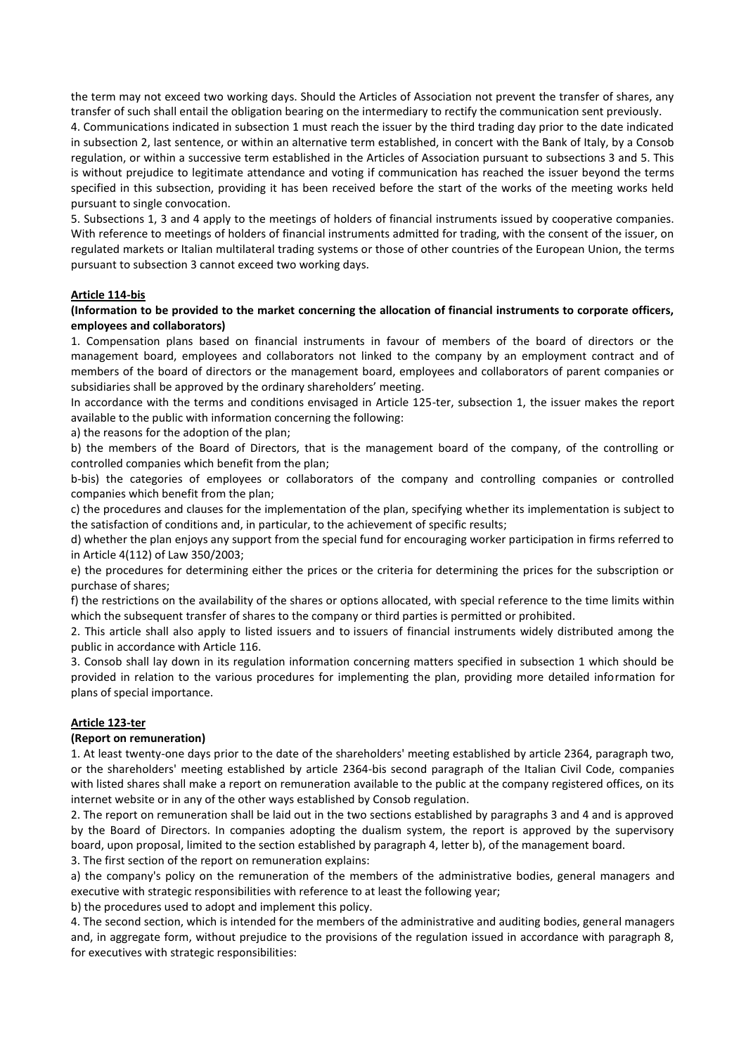the term may not exceed two working days. Should the Articles of Association not prevent the transfer of shares, any transfer of such shall entail the obligation bearing on the intermediary to rectify the communication sent previously.

4. Communications indicated in subsection 1 must reach the issuer by the third trading day prior to the date indicated in subsection 2, last sentence, or within an alternative term established, in concert with the Bank of Italy, by a Consob regulation, or within a successive term established in the Articles of Association pursuant to subsections 3 and 5. This is without prejudice to legitimate attendance and voting if communication has reached the issuer beyond the terms specified in this subsection, providing it has been received before the start of the works of the meeting works held pursuant to single convocation.

5. Subsections 1, 3 and 4 apply to the meetings of holders of financial instruments issued by cooperative companies. With reference to meetings of holders of financial instruments admitted for trading, with the consent of the issuer, on regulated markets or Italian multilateral trading systems or those of other countries of the European Union, the terms pursuant to subsection 3 cannot exceed two working days.

**Article 114-bis**

**(Information to be provided to the market concerning the allocation of financial instruments to corporate officers, employees and collaborators)**

1. Compensation plans based on financial instruments in favour of members of the board of directors or the management board, employees and collaborators not linked to the company by an employment contract and of members of the board of directors or the management board, employees and collaborators of parent companies or subsidiaries shall be approved by the ordinary shareholders' meeting.

In accordance with the terms and conditions envisaged in Article 125-ter, subsection 1, the issuer makes the report available to the public with information concerning the following:

a) the reasons for the adoption of the plan;

b) the members of the Board of Directors, that is the management board of the company, of the controlling or controlled companies which benefit from the plan;

b-bis) the categories of employees or collaborators of the company and controlling companies or controlled companies which benefit from the plan;

c) the procedures and clauses for the implementation of the plan, specifying whether its implementation is subject to the satisfaction of conditions and, in particular, to the achievement of specific results;

d) whether the plan enjoys any support from the special fund for encouraging worker participation in firms referred to in Article 4(112) of Law 350/2003;

e) the procedures for determining either the prices or the criteria for determining the prices for the subscription or purchase of shares;

f) the restrictions on the availability of the shares or options allocated, with special reference to the time limits within which the subsequent transfer of shares to the company or third parties is permitted or prohibited.

2. This article shall also apply to listed issuers and to issuers of financial instruments widely distributed among the public in accordance with Article 116.

3. Consob shall lay down in its regulation information concerning matters specified in subsection 1 which should be provided in relation to the various procedures for implementing the plan, providing more detailed information for plans of special importance.

**Article 123-ter**

**(Report on remuneration)**

1. At least twenty-one days prior to the date of the shareholders' meeting established by article 2364, paragraph two, or the shareholders' meeting established by article 2364-bis second paragraph of the Italian Civil Code, companies with listed shares shall make a report on remuneration available to the public at the company registered offices, on its internet website or in any of the other ways established by Consob regulation.

2. The report on remuneration shall be laid out in the two sections established by paragraphs 3 and 4 and is approved by the Board of Directors. In companies adopting the dualism system, the report is approved by the supervisory board, upon proposal, limited to the section established by paragraph 4, letter b), of the management board.

3. The first section of the report on remuneration explains:

a) the company's policy on the remuneration of the members of the administrative bodies, general managers and executive with strategic responsibilities with reference to at least the following year;

b) the procedures used to adopt and implement this policy.

4. The second section, which is intended for the members of the administrative and auditing bodies, general managers and, in aggregate form, without prejudice to the provisions of the regulation issued in accordance with paragraph 8, for executives with strategic responsibilities: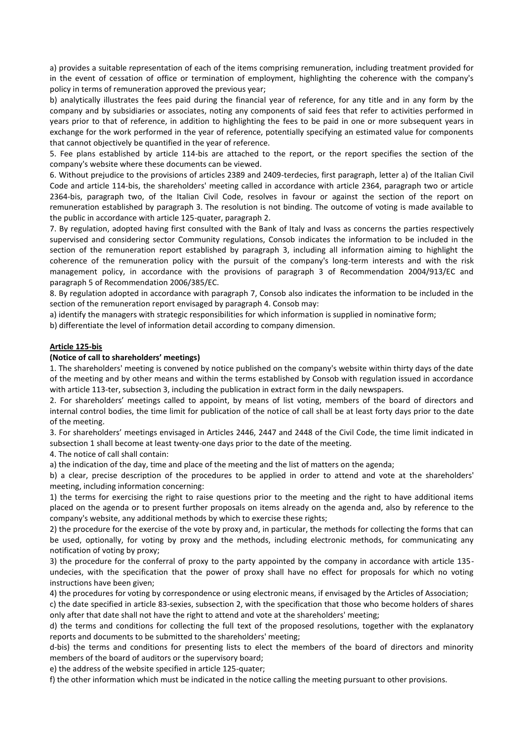a) provides a suitable representation of each of the items comprising remuneration, including treatment provided for in the event of cessation of office or termination of employment, highlighting the coherence with the company's policy in terms of remuneration approved the previous year;

b) analytically illustrates the fees paid during the financial year of reference, for any title and in any form by the company and by subsidiaries or associates, noting any components of said fees that refer to activities performed in years prior to that of reference, in addition to highlighting the fees to be paid in one or more subsequent years in exchange for the work performed in the year of reference, potentially specifying an estimated value for components that cannot objectively be quantified in the year of reference.

5. Fee plans established by article 114-bis are attached to the report, or the report specifies the section of the company's website where these documents can be viewed.

6. Without prejudice to the provisions of articles 2389 and 2409-terdecies, first paragraph, letter a) of the Italian Civil Code and article 114-bis, the shareholders' meeting called in accordance with article 2364, paragraph two or article 2364-bis, paragraph two, of the Italian Civil Code, resolves in favour or against the section of the report on remuneration established by paragraph 3. The resolution is not binding. The outcome of voting is made available to the public in accordance with article 125-quater, paragraph 2.

7. By regulation, adopted having first consulted with the Bank of Italy and Ivass as concerns the parties respectively supervised and considering sector Community regulations, Consob indicates the information to be included in the section of the remuneration report established by paragraph 3, including all information aiming to highlight the coherence of the remuneration policy with the pursuit of the company's long-term interests and with the risk management policy, in accordance with the provisions of paragraph 3 of Recommendation 2004/913/EC and paragraph 5 of Recommendation 2006/385/EC.

8. By regulation adopted in accordance with paragraph 7, Consob also indicates the information to be included in the section of the remuneration report envisaged by paragraph 4. Consob may:

a) identify the managers with strategic responsibilities for which information is supplied in nominative form;

b) differentiate the level of information detail according to company dimension.

**Article 125-bis**

**(Notice of call to shareholders' meetings)**

1. The shareholders' meeting is convened by notice published on the company's website within thirty days of the date of the meeting and by other means and within the terms established by Consob with regulation issued in accordance with article 113-ter, subsection 3, including the publication in extract form in the daily newspapers.

2. For shareholders' meetings called to appoint, by means of list voting, members of the board of directors and internal control bodies, the time limit for publication of the notice of call shall be at least forty days prior to the date of the meeting.

3. For shareholders' meetings envisaged in Articles 2446, 2447 and 2448 of the Civil Code, the time limit indicated in subsection 1 shall become at least twenty-one days prior to the date of the meeting.

4. The notice of call shall contain:

a) the indication of the day, time and place of the meeting and the list of matters on the agenda;

b) a clear, precise description of the procedures to be applied in order to attend and vote at the shareholders' meeting, including information concerning:

1) the terms for exercising the right to raise questions prior to the meeting and the right to have additional items placed on the agenda or to present further proposals on items already on the agenda and, also by reference to the company's website, any additional methods by which to exercise these rights;

2) the procedure for the exercise of the vote by proxy and, in particular, the methods for collecting the forms that can be used, optionally, for voting by proxy and the methods, including electronic methods, for communicating any notification of voting by proxy;

3) the procedure for the conferral of proxy to the party appointed by the company in accordance with article 135-undecies, with the specification that the power of proxy shall have no effect for proposals for which no voting instructions have been given;

4) the procedures for voting by correspondence or using electronic means, if envisaged by the Articles of Association;

c) the date specified in article 83-sexies, subsection 2, with the specification that those who become holders of shares only after that date shall not have the right to attend and vote at the shareholders' meeting;

d) the terms and conditions for collecting the full text of the proposed resolutions, together with the explanatory reports and documents to be submitted to the shareholders' meeting;

d-bis) the terms and conditions for presenting lists to elect the members of the board of directors and minority members of the board of auditors or the supervisory board;

e) the address of the website specified in article 125-quater;

f) the other information which must be indicated in the notice calling the meeting pursuant to other provisions.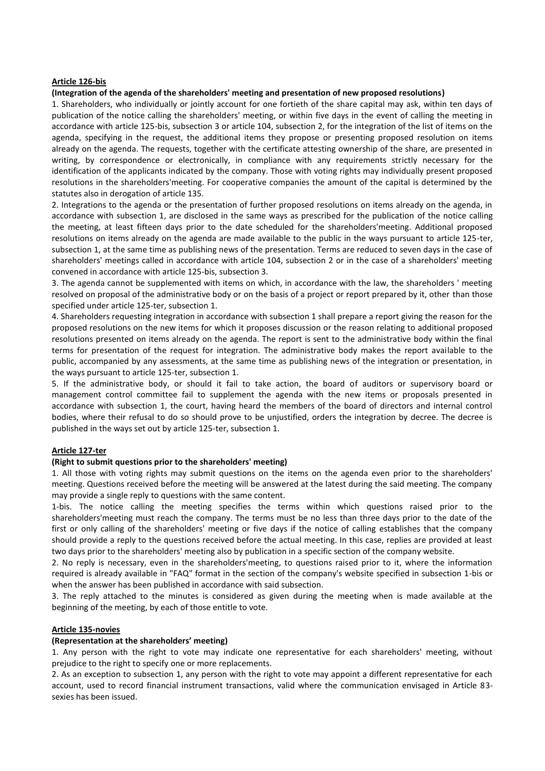**Article 126-bis**

**(Integration of the agenda of the shareholders' meeting and presentation of new proposed resolutions)**

1. Shareholders, who individually or jointly account for one fortieth of the share capital may ask, within ten days of publication of the notice calling the shareholders' meeting, or within five days in the event of calling the meeting in accordance with article 125-bis, subsection 3 or article 104, subsection 2, for the integration of the list of items on the agenda, specifying in the request, the additional items they propose or presenting proposed resolution on items already on the agenda. The requests, together with the certificate attesting ownership of the share, are presented in writing, by correspondence or electronically, in compliance with any requirements strictly necessary for the identification of the applicants indicated by the company. Those with voting rights may individually present proposed resolutions in the shareholders'meeting. For cooperative companies the amount of the capital is determined by the statutes also in derogation of article 135.

2. Integrations to the agenda or the presentation of further proposed resolutions on items already on the agenda, in accordance with subsection 1, are disclosed in the same ways as prescribed for the publication of the notice calling the meeting, at least fifteen days prior to the date scheduled for the shareholders'meeting. Additional proposed resolutions on items already on the agenda are made available to the public in the ways pursuant to article 125-ter, subsection 1, at the same time as publishing news of the presentation. Terms are reduced to seven days in the case of shareholders' meetings called in accordance with article 104, subsection 2 or in the case of a shareholders' meeting convened in accordance with article 125-bis, subsection 3.

3. The agenda cannot be supplemented with items on which, in accordance with the law, the shareholders ' meeting resolved on proposal of the administrative body or on the basis of a project or report prepared by it, other than those specified under article 125-ter, subsection 1.

4. Shareholders requesting integration in accordance with subsection 1 shall prepare a report giving the reason for the proposed resolutions on the new items for which it proposes discussion or the reason relating to additional proposed resolutions presented on items already on the agenda. The report is sent to the administrative body within the final terms for presentation of the request for integration. The administrative body makes the report available to the public, accompanied by any assessments, at the same time as publishing news of the integration or presentation, in the ways pursuant to article 125-ter, subsection 1.

5. If the administrative body, or should it fail to take action, the board of auditors or supervisory board or management control committee fail to supplement the agenda with the new items or proposals presented in accordance with subsection 1, the court, having heard the members of the board of directors and internal control bodies, where their refusal to do so should prove to be unjustified, orders the integration by decree. The decree is published in the ways set out by article 125-ter, subsection 1.

**Article 127-ter**

**(Right to submit questions prior to the shareholders' meeting)**

1. All those with voting rights may submit questions on the items on the agenda even prior to the shareholders' meeting. Questions received before the meeting will be answered at the latest during the said meeting. The company may provide a single reply to questions with the same content.

1-bis. The notice calling the meeting specifies the terms within which questions raised prior to the shareholders'meeting must reach the company. The terms must be no less than three days prior to the date of the first or only calling of the shareholders' meeting or five days if the notice of calling establishes that the company should provide a reply to the questions received before the actual meeting. In this case, replies are provided at least two days prior to the shareholders' meeting also by publication in a specific section of the company website.

2. No reply is necessary, even in the shareholders'meeting, to questions raised prior to it, where the information required is already available in "FAQ" format in the section of the company's website specified in subsection 1-bis or when the answer has been published in accordance with said subsection.

3. The reply attached to the minutes is considered as given during the meeting when is made available at the beginning of the meeting, by each of those entitle to vote.

**Article 135-novies**

**(Representation at the shareholders' meeting)**

1. Any person with the right to vote may indicate one representative for each shareholders' meeting, without prejudice to the right to specify one or more replacements.

2. As an exception to subsection 1, any person with the right to vote may appoint a different representative for each account, used to record financial instrument transactions, valid where the communication envisaged in Article 83-sexies has been issued.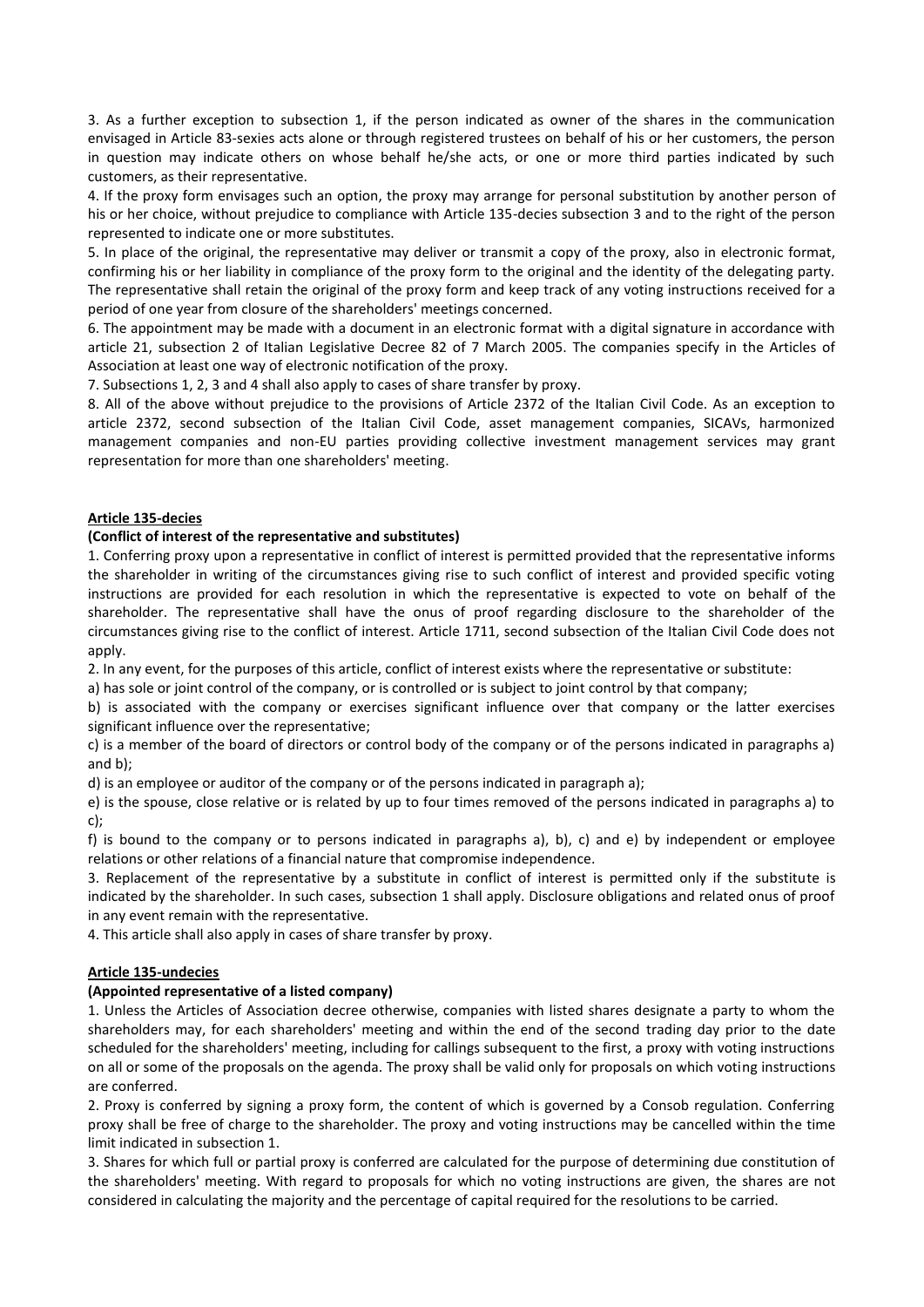3. As a further exception to subsection 1, if the person indicated as owner of the shares in the communication envisaged in Article 83-sexies acts alone or through registered trustees on behalf of his or her customers, the person in question may indicate others on whose behalf he/she acts, or one or more third parties indicated by such customers, as their representative.

4. If the proxy form envisages such an option, the proxy may arrange for personal substitution by another person of his or her choice, without prejudice to compliance with Article 135-decies subsection 3 and to the right of the person represented to indicate one or more substitutes.

5. In place of the original, the representative may deliver or transmit a copy of the proxy, also in electronic format, confirming his or her liability in compliance of the proxy form to the original and the identity of the delegating party. The representative shall retain the original of the proxy form and keep track of any voting instructions received for a period of one year from closure of the shareholders' meetings concerned.

6. The appointment may be made with a document in an electronic format with a digital signature in accordance with article 21, subsection 2 of Italian Legislative Decree 82 of 7 March 2005. The companies specify in the Articles of Association at least one way of electronic notification of the proxy.

7. Subsections 1, 2, 3 and 4 shall also apply to cases of share transfer by proxy.

8. All of the above without prejudice to the provisions of Article 2372 of the Italian Civil Code. As an exception to article 2372, second subsection of the Italian Civil Code, asset management companies, SICAVs, harmonized management companies and non-EU parties providing collective investment management services may grant representation for more than one shareholders' meeting.

**Article 135-decies**

**(Conflict of interest of the representative and substitutes)**

1. Conferring proxy upon a representative in conflict of interest is permitted provided that the representative informs the shareholder in writing of the circumstances giving rise to such conflict of interest and provided specific voting instructions are provided for each resolution in which the representative is expected to vote on behalf of the shareholder. The representative shall have the onus of proof regarding disclosure to the shareholder of the circumstances giving rise to the conflict of interest. Article 1711, second subsection of the Italian Civil Code does not apply.

2. In any event, for the purposes of this article, conflict of interest exists where the representative or substitute:

a) has sole or joint control of the company, or is controlled or is subject to joint control by that company;

b) is associated with the company or exercises significant influence over that company or the latter exercises significant influence over the representative;

c) is a member of the board of directors or control body of the company or of the persons indicated in paragraphs a) and b);

d) is an employee or auditor of the company or of the persons indicated in paragraph a);

e) is the spouse, close relative or is related by up to four times removed of the persons indicated in paragraphs a) to c);

f) is bound to the company or to persons indicated in paragraphs a), b), c) and e) by independent or employee relations or other relations of a financial nature that compromise independence.

3. Replacement of the representative by a substitute in conflict of interest is permitted only if the substitute is indicated by the shareholder. In such cases, subsection 1 shall apply. Disclosure obligations and related onus of proof in any event remain with the representative.

4. This article shall also apply in cases of share transfer by proxy.

**Article 135-undecies**

**(Appointed representative of a listed company)**

1. Unless the Articles of Association decree otherwise, companies with listed shares designate a party to whom the shareholders may, for each shareholders' meeting and within the end of the second trading day prior to the date scheduled for the shareholders' meeting, including for callings subsequent to the first, a proxy with voting instructions on all or some of the proposals on the agenda. The proxy shall be valid only for proposals on which voting instructions are conferred.

2. Proxy is conferred by signing a proxy form, the content of which is governed by a Consob regulation. Conferring proxy shall be free of charge to the shareholder. The proxy and voting instructions may be cancelled within the time limit indicated in subsection 1.

3. Shares for which full or partial proxy is conferred are calculated for the purpose of determining due constitution of the shareholders' meeting. With regard to proposals for which no voting instructions are given, the shares are not considered in calculating the majority and the percentage of capital required for the resolutions to be carried.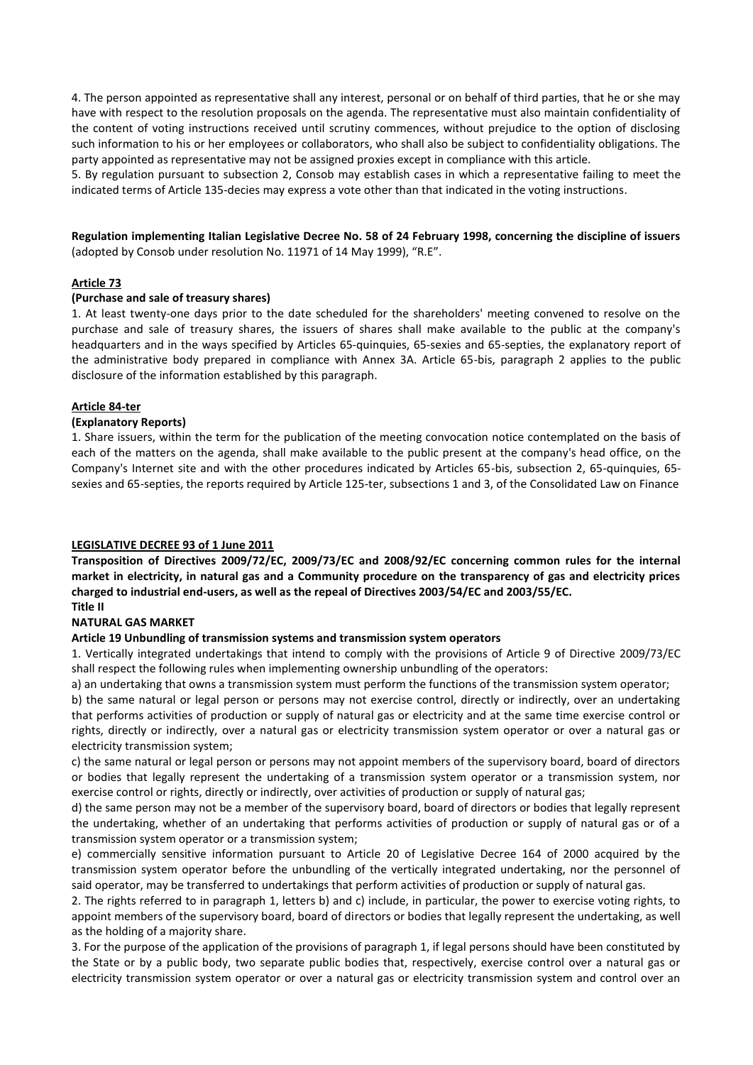4. The person appointed as representative shall any interest, personal or on behalf of third parties, that he or she may have with respect to the resolution proposals on the agenda. The representative must also maintain confidentiality of the content of voting instructions received until scrutiny commences, without prejudice to the option of disclosing such information to his or her employees or collaborators, who shall also be subject to confidentiality obligations. The party appointed as representative may not be assigned proxies except in compliance with this article.

5. By regulation pursuant to subsection 2, Consob may establish cases in which a representative failing to meet the indicated terms of Article 135-decies may express a vote other than that indicated in the voting instructions.

**Regulation implementing Italian Legislative Decree No. 58 of 24 February 1998, concerning the discipline of issuers** (adopted by Consob under resolution No. 11971 of 14 May 1999), "R.E".

**Article 73**

**(Purchase and sale of treasury shares)**

1. At least twenty-one days prior to the date scheduled for the shareholders' meeting convened to resolve on the purchase and sale of treasury shares, the issuers of shares shall make available to the public at the company's headquarters and in the ways specified by Articles 65-quinquies, 65-sexies and 65-septies, the explanatory report of the administrative body prepared in compliance with Annex 3A. Article 65-bis, paragraph 2 applies to the public disclosure of the information established by this paragraph.

**Article 84-ter**

**(Explanatory Reports)**

1. Share issuers, within the term for the publication of the meeting convocation notice contemplated on the basis of each of the matters on the agenda, shall make available to the public present at the company's head office, on the Company's Internet site and with the other procedures indicated by Articles 65-bis, subsection 2, 65-quinquies, 65-sexies and 65-septies, the reports required by Article 125-ter, subsections 1 and 3, of the Consolidated Law on Finance

**LEGISLATIVE DECREE 93 of 1 June 2011**

**Transposition of Directives 2009/72/EC, 2009/73/EC and 2008/92/EC concerning common rules for the internal market in electricity, in natural gas and a Community procedure on the transparency of gas and electricity prices charged to industrial end-users, as well as the repeal of Directives 2003/54/EC and 2003/55/EC.**

**Title II**

**NATURAL GAS MARKET**

**Article 19 Unbundling of transmission systems and transmission system operators**

1. Vertically integrated undertakings that intend to comply with the provisions of Article 9 of Directive 2009/73/EC shall respect the following rules when implementing ownership unbundling of the operators:

a) an undertaking that owns a transmission system must perform the functions of the transmission system operator;

b) the same natural or legal person or persons may not exercise control, directly or indirectly, over an undertaking that performs activities of production or supply of natural gas or electricity and at the same time exercise control or rights, directly or indirectly, over a natural gas or electricity transmission system operator or over a natural gas or electricity transmission system;

c) the same natural or legal person or persons may not appoint members of the supervisory board, board of directors or bodies that legally represent the undertaking of a transmission system operator or a transmission system, nor exercise control or rights, directly or indirectly, over activities of production or supply of natural gas;

d) the same person may not be a member of the supervisory board, board of directors or bodies that legally represent the undertaking, whether of an undertaking that performs activities of production or supply of natural gas or of a transmission system operator or a transmission system;

e) commercially sensitive information pursuant to Article 20 of Legislative Decree 164 of 2000 acquired by the transmission system operator before the unbundling of the vertically integrated undertaking, nor the personnel of said operator, may be transferred to undertakings that perform activities of production or supply of natural gas.

2. The rights referred to in paragraph 1, letters b) and c) include, in particular, the power to exercise voting rights, to appoint members of the supervisory board, board of directors or bodies that legally represent the undertaking, as well as the holding of a majority share.

3. For the purpose of the application of the provisions of paragraph 1, if legal persons should have been constituted by the State or by a public body, two separate public bodies that, respectively, exercise control over a natural gas or electricity transmission system operator or over a natural gas or electricity transmission system and control over an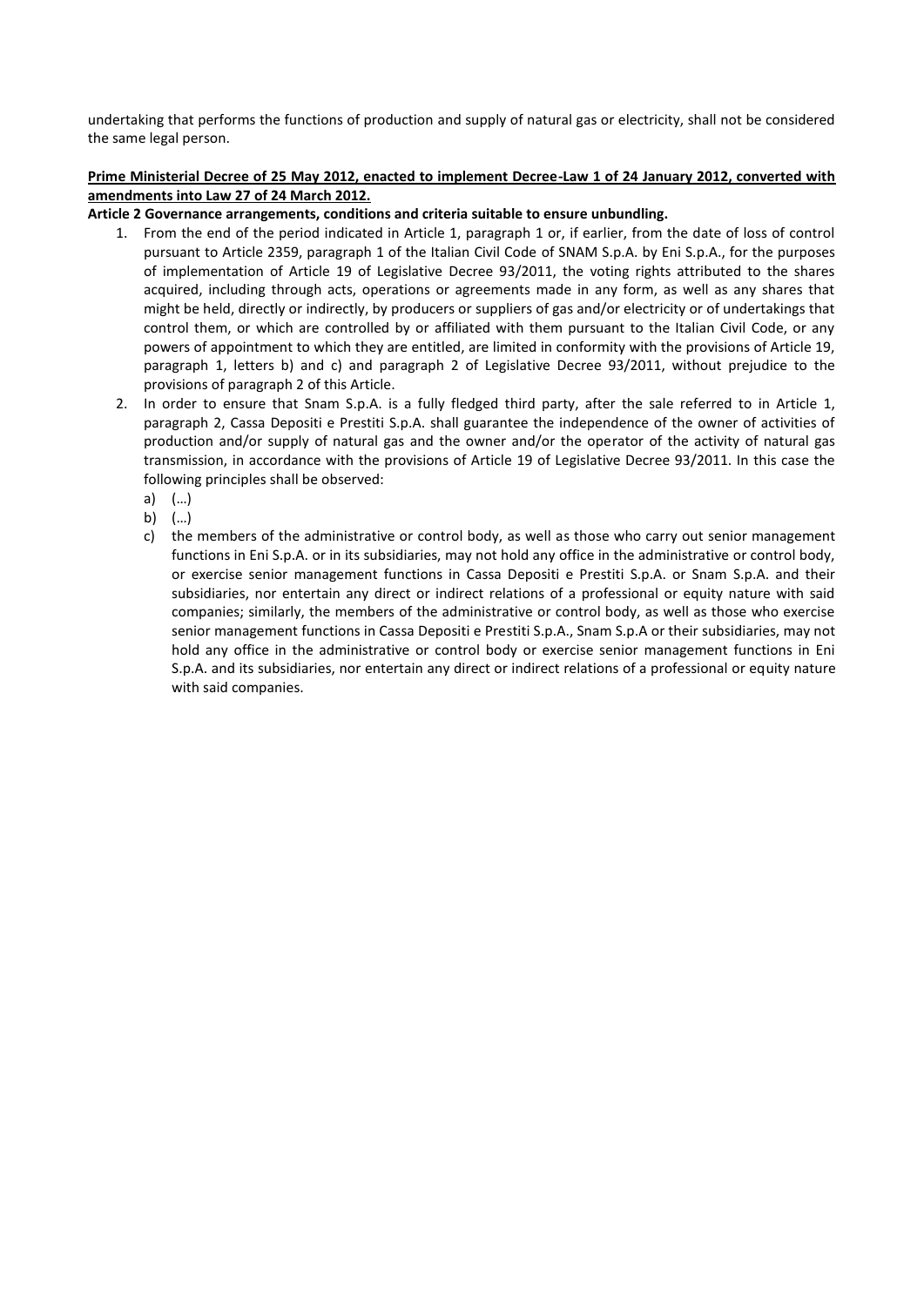undertaking that performs the functions of production and supply of natural gas or electricity, shall not be considered the same legal person.

**Prime Ministerial Decree of 25 May 2012, enacted to implement Decree-Law 1 of 24 January 2012, converted with amendments into Law 27 of 24 March 2012.**

**Article 2 Governance arrangements, conditions and criteria suitable to ensure unbundling.**

1. From the end of the period indicated in Article 1, paragraph 1 or, if earlier, from the date of loss of control pursuant to Article 2359, paragraph 1 of the Italian Civil Code of SNAM S.p.A. by Eni S.p.A., for the purposes of implementation of Article 19 of Legislative Decree 93/2011, the voting rights attributed to the shares acquired, including through acts, operations or agreements made in any form, as well as any shares that might be held, directly or indirectly, by producers or suppliers of gas and/or electricity or of undertakings that control them, or which are controlled by or affiliated with them pursuant to the Italian Civil Code, or any powers of appointment to which they are entitled, are limited in conformity with the provisions of Article 19, paragraph 1, letters b) and c) and paragraph 2 of Legislative Decree 93/2011, without prejudice to the provisions of paragraph 2 of this Article.
2. In order to ensure that Snam S.p.A. is a fully fledged third party, after the sale referred to in Article 1, paragraph 2, Cassa Depositi e Prestiti S.p.A. shall guarantee the independence of the owner of activities of production and/or supply of natural gas and the owner and/or the operator of the activity of natural gas transmission, in accordance with the provisions of Article 19 of Legislative Decree 93/2011. In this case the following principles shall be observed:
   a) (…)
   b) (…)
   c) the members of the administrative or control body, as well as those who carry out senior management functions in Eni S.p.A. or in its subsidiaries, may not hold any office in the administrative or control body, or exercise senior management functions in Cassa Depositi e Prestiti S.p.A. or Snam S.p.A. and their subsidiaries, nor entertain any direct or indirect relations of a professional or equity nature with said companies; similarly, the members of the administrative or control body, as well as those who exercise senior management functions in Cassa Depositi e Prestiti S.p.A., Snam S.p.A or their subsidiaries, may not hold any office in the administrative or control body or exercise senior management functions in Eni S.p.A. and its subsidiaries, nor entertain any direct or indirect relations of a professional or equity nature with said companies.